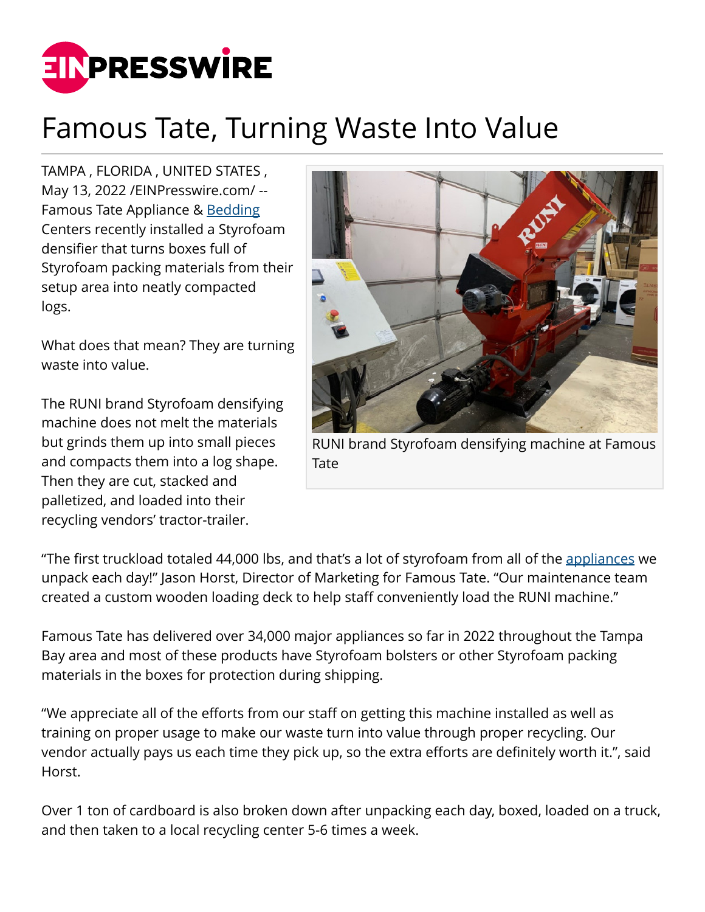# Famous Tate, Turning Waste Into Value

TAMPA , FLORIDA , UNITED STATES , May 13, 2022 /EINPresswire.com/ -- Famous Tate Appliance & Bedding Centers recently installed a Styrofoam densifier that turns boxes full of Styrofoam packing materials from their setup area into neatly compacted logs.

What does that mean? They are turning waste into value.

The RUNI brand Styrofoam densifying machine does not melt the materials but grinds them up into small pieces and compacts them into a log shape. Then they are cut, stacked and palletized, and loaded into their recycling vendors' tractor-trailer.

RUNI brand Styrofoam densifying machine at Famous Tate

"The first truckload totaled 44,000 lbs, and that's a lot of styrofoam from all of the appliances we unpack each day!" Jason Horst, Director of Marketing for Famous Tate. "Our maintenance team created a custom wooden loading deck to help staff conveniently load the RUNI machine."

Famous Tate has delivered over 34,000 major appliances so far in 2022 throughout the Tampa Bay area and most of these products have Styrofoam bolsters or other Styrofoam packing materials in the boxes for protection during shipping.

"We appreciate all of the efforts from our staff on getting this machine installed as well as training on proper usage to make our waste turn into value through proper recycling. Our vendor actually pays us each time they pick up, so the extra efforts are definitely worth it.", said Horst.

Over 1 ton of cardboard is also broken down after unpacking each day, boxed, loaded on a truck, and then taken to a local recycling center 5-6 times a week.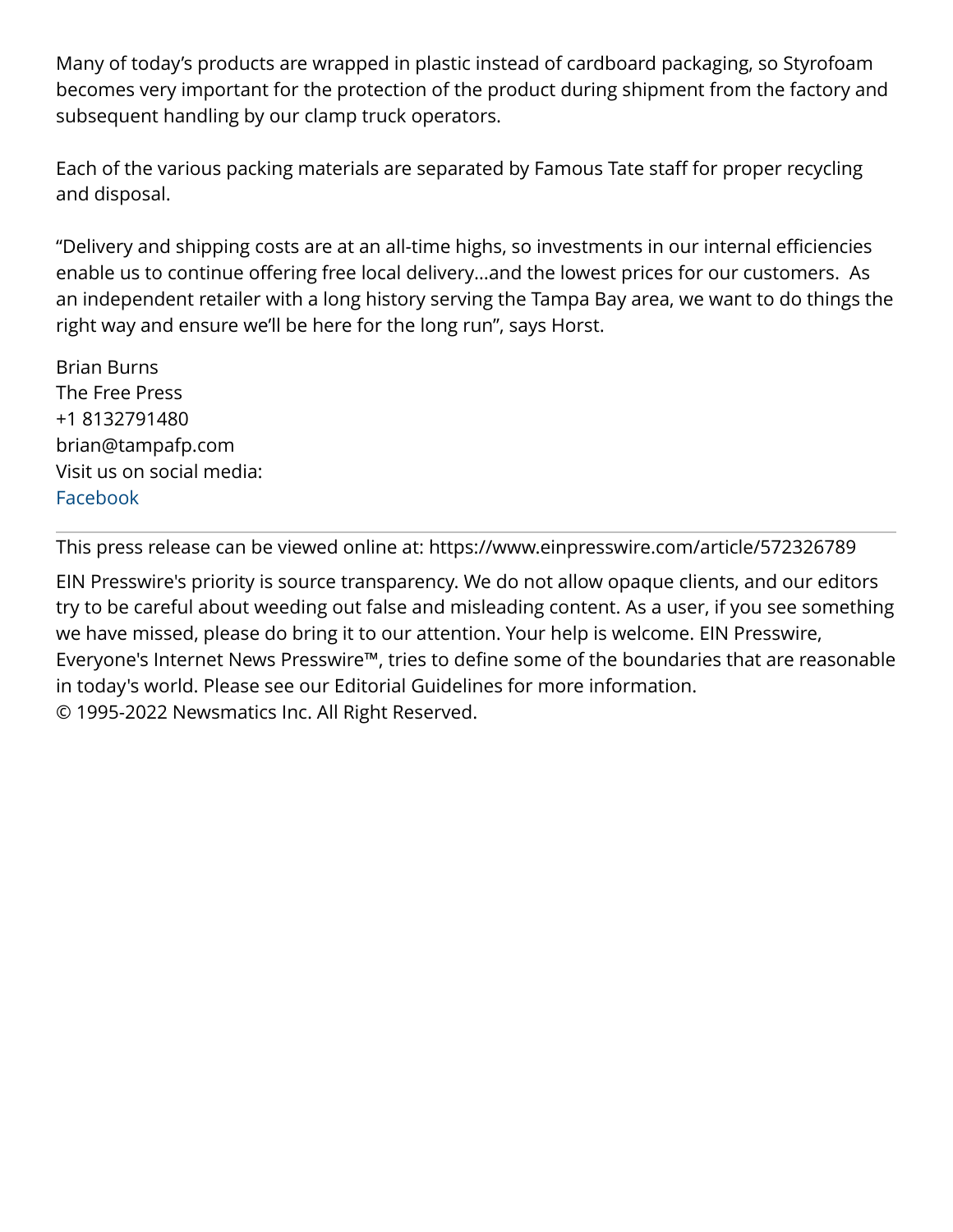Many of today's products are wrapped in plastic instead of cardboard packaging, so Styrofoam becomes very important for the protection of the product during shipment from the factory and subsequent handling by our clamp truck operators.

Each of the various packing materials are separated by Famous Tate staff for proper recycling and disposal.

"Delivery and shipping costs are at an all-time highs, so investments in our internal efficiencies enable us to continue offering free local delivery…and the lowest prices for our customers.  As an independent retailer with a long history serving the Tampa Bay area, we want to do things the right way and ensure we'll be here for the long run", says Horst.

Brian Burns  
The Free Press  
+1 8132791480  
brian@tampafp.com  
Visit us on social media:  
Facebook

---

This press release can be viewed online at: https://www.einpresswire.com/article/572326789

EIN Presswire's priority is source transparency. We do not allow opaque clients, and our editors try to be careful about weeding out false and misleading content. As a user, if you see something we have missed, please do bring it to our attention. Your help is welcome. EIN Presswire, Everyone's Internet News Presswire™, tries to define some of the boundaries that are reasonable in today's world. Please see our Editorial Guidelines for more information.  
© 1995-2022 Newsmatics Inc. All Right Reserved.